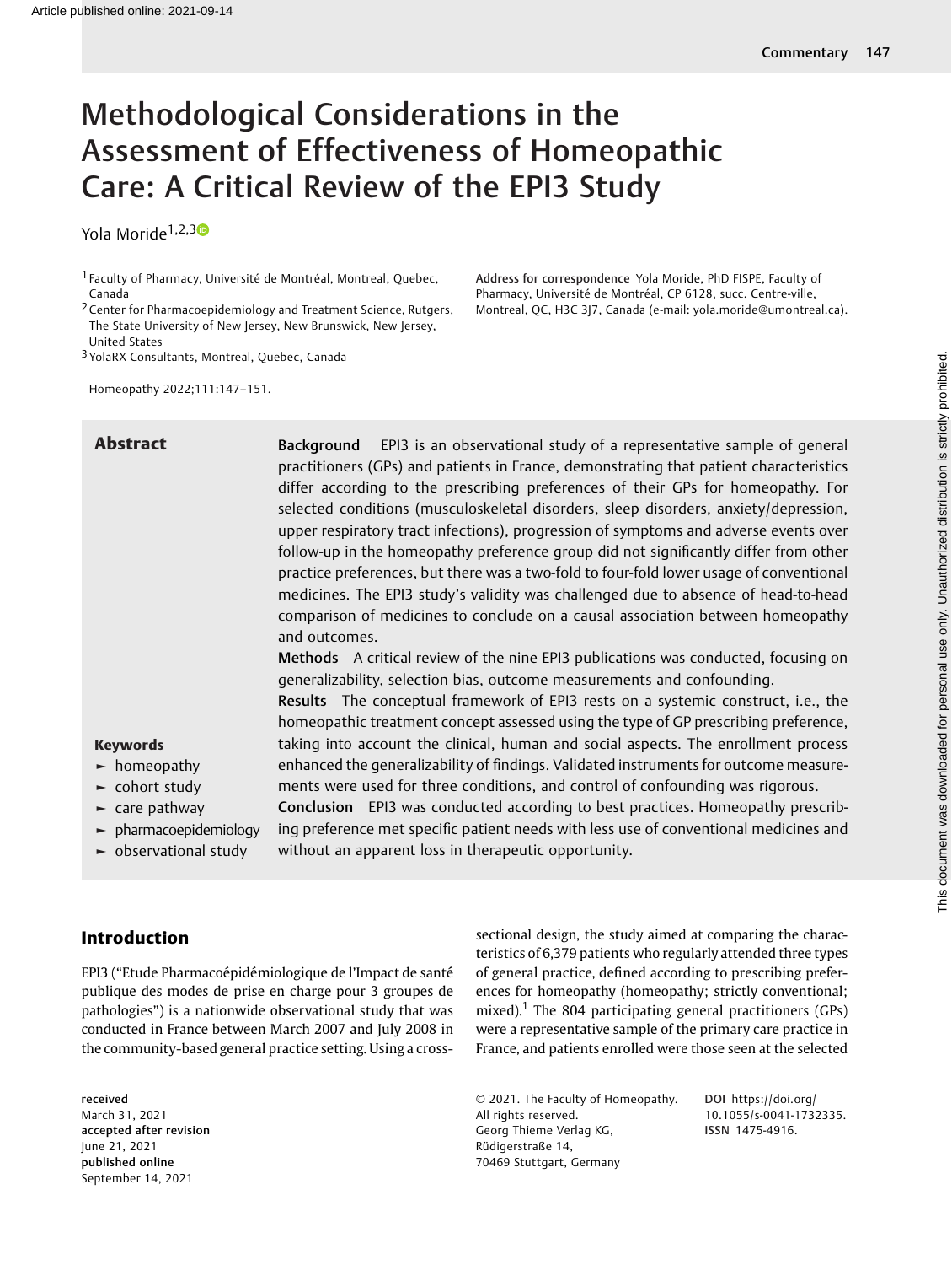# Methodological Considerations in the Assessment of Effectiveness of Homeopathic Care: A Critical Review of the EPI3 Study

Yola Moride[1,2,3]

[1] Faculty of Pharmacy, Université de Montréal, Montreal, Quebec, Canada

[2] Center for Pharmacoepidemiology and Treatment Science, Rutgers, The State University of New Jersey, New Brunswick, New Jersey, United States

[3] YolaRX Consultants, Montreal, Quebec, Canada

**Address for correspondence** Yola Moride, PhD FISPE, Faculty of Pharmacy, Université de Montréal, CP 6128, succ. Centre-ville, Montreal, QC, H3C 3J7, Canada (e-mail: yola.moride@umontreal.ca).

Homeopathy 2022;111:147–151.

## Abstract

**Background** EPI3 is an observational study of a representative sample of general practitioners (GPs) and patients in France, demonstrating that patient characteristics differ according to the prescribing preferences of their GPs for homeopathy. For selected conditions (musculoskeletal disorders, sleep disorders, anxiety/depression, upper respiratory tract infections), progression of symptoms and adverse events over follow-up in the homeopathy preference group did not significantly differ from other practice preferences, but there was a two-fold to four-fold lower usage of conventional medicines. The EPI3 study's validity was challenged due to absence of head-to-head comparison of medicines to conclude on a causal association between homeopathy and outcomes.

**Methods** A critical review of the nine EPI3 publications was conducted, focusing on generalizability, selection bias, outcome measurements and confounding.

**Results** The conceptual framework of EPI3 rests on a systemic construct, i.e., the homeopathic treatment concept assessed using the type of GP prescribing preference, taking into account the clinical, human and social aspects. The enrollment process enhanced the generalizability of findings. Validated instruments for outcome measurements were used for three conditions, and control of confounding was rigorous.

**Conclusion** EPI3 was conducted according to best practices. Homeopathy prescribing preference met specific patient needs with less use of conventional medicines and without an apparent loss in therapeutic opportunity.

**Keywords**

- homeopathy
- cohort study
- care pathway
- pharmacoepidemiology
- observational study

## Introduction

EPI3 ("Etude Pharmacoépidémiologique de l'Impact de santé publique des modes de prise en charge pour 3 groupes de pathologies") is a nationwide observational study that was conducted in France between March 2007 and July 2008 in the community-based general practice setting. Using a cross-sectional design, the study aimed at comparing the characteristics of 6,379 patients who regularly attended three types of general practice, defined according to prescribing preferences for homeopathy (homeopathy; strictly conventional; mixed).[1] The 804 participating general practitioners (GPs) were a representative sample of the primary care practice in France, and patients enrolled were those seen at the selected

**received** March 31, 2021
**accepted after revision** June 21, 2021
**published online** September 14, 2021

© 2021. The Faculty of Homeopathy. All rights reserved.
Georg Thieme Verlag KG, Rüdigerstraße 14, 70469 Stuttgart, Germany

**DOI** https://doi.org/10.1055/s-0041-1732335.
**ISSN** 1475-4916.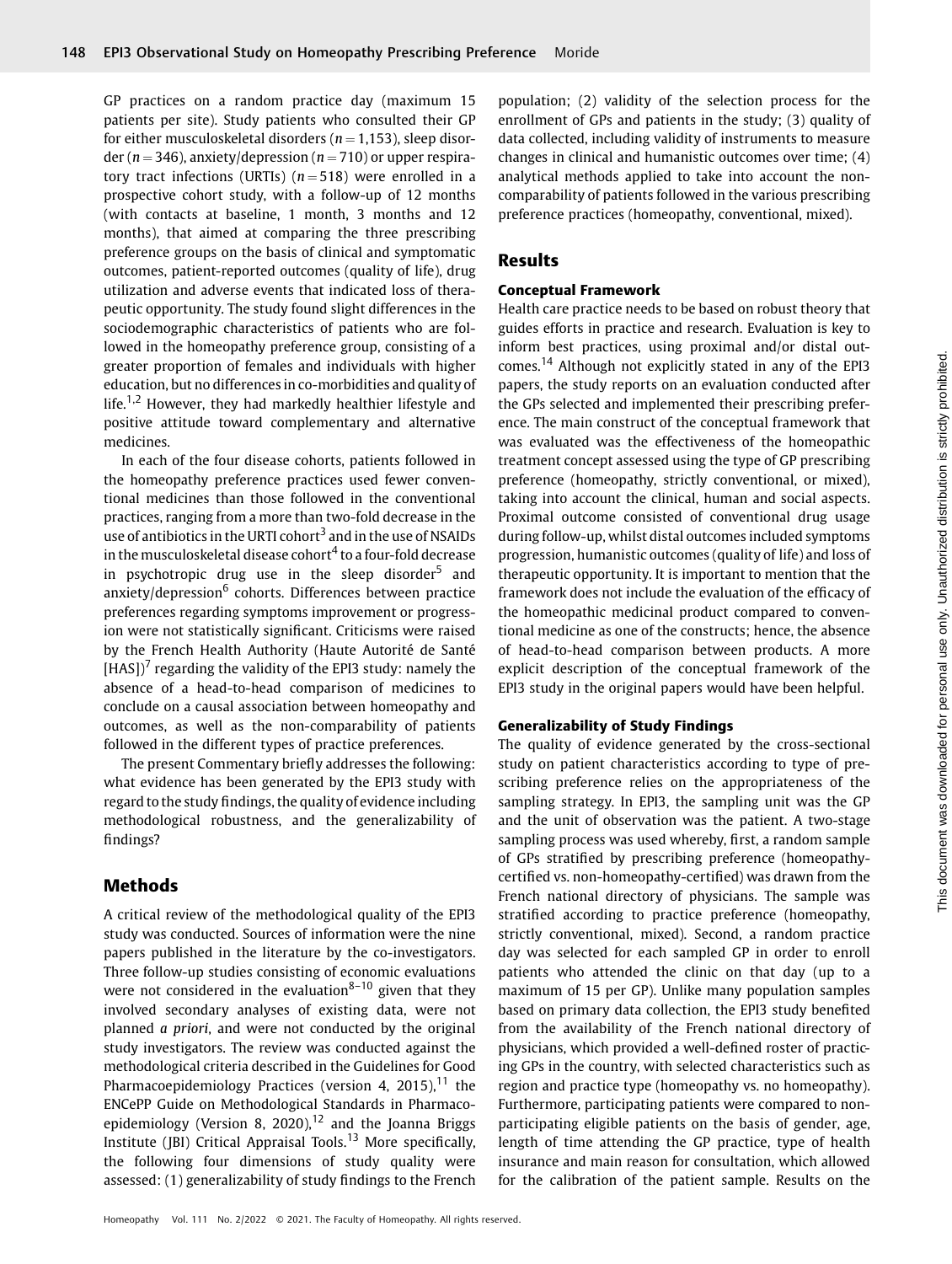GP practices on a random practice day (maximum 15 patients per site). Study patients who consulted their GP for either musculoskeletal disorders ($n = 1,153$), sleep disorder ($n = 346$), anxiety/depression ($n = 710$) or upper respiratory tract infections (URTIs) ($n = 518$) were enrolled in a prospective cohort study, with a follow-up of 12 months (with contacts at baseline, 1 month, 3 months and 12 months), that aimed at comparing the three prescribing preference groups on the basis of clinical and symptomatic outcomes, patient-reported outcomes (quality of life), drug utilization and adverse events that indicated loss of therapeutic opportunity. The study found slight differences in the sociodemographic characteristics of patients who are followed in the homeopathy preference group, consisting of a greater proportion of females and individuals with higher education, but no differences in co-morbidities and quality of life.[1,2] However, they had markedly healthier lifestyle and positive attitude toward complementary and alternative medicines.

In each of the four disease cohorts, patients followed in the homeopathy preference practices used fewer conventional medicines than those followed in the conventional practices, ranging from a more than two-fold decrease in the use of antibiotics in the URTI cohort[3] and in the use of NSAIDs in the musculoskeletal disease cohort[4] to a four-fold decrease in psychotropic drug use in the sleep disorder[5] and anxiety/depression[6] cohorts. Differences between practice preferences regarding symptoms improvement or progression were not statistically significant. Criticisms were raised by the French Health Authority (Haute Autorité de Santé [HAS])[7] regarding the validity of the EPI3 study: namely the absence of a head-to-head comparison of medicines to conclude on a causal association between homeopathy and outcomes, as well as the non-comparability of patients followed in the different types of practice preferences.

The present Commentary briefly addresses the following: what evidence has been generated by the EPI3 study with regard to the study findings, the quality of evidence including methodological robustness, and the generalizability of findings?

## Methods

A critical review of the methodological quality of the EPI3 study was conducted. Sources of information were the nine papers published in the literature by the co-investigators. Three follow-up studies consisting of economic evaluations were not considered in the evaluation[8–10] given that they involved secondary analyses of existing data, were not planned *a priori*, and were not conducted by the original study investigators. The review was conducted against the methodological criteria described in the Guidelines for Good Pharmacoepidemiology Practices (version 4, 2015),[11] the ENCePP Guide on Methodological Standards in Pharmacoepidemiology (Version 8, 2020),[12] and the Joanna Briggs Institute (JBI) Critical Appraisal Tools.[13] More specifically, the following four dimensions of study quality were assessed: (1) generalizability of study findings to the French population; (2) validity of the selection process for the enrollment of GPs and patients in the study; (3) quality of data collected, including validity of instruments to measure changes in clinical and humanistic outcomes over time; (4) analytical methods applied to take into account the non-comparability of patients followed in the various prescribing preference practices (homeopathy, conventional, mixed).

## Results

### Conceptual Framework

Health care practice needs to be based on robust theory that guides efforts in practice and research. Evaluation is key to inform best practices, using proximal and/or distal outcomes.[14] Although not explicitly stated in any of the EPI3 papers, the study reports on an evaluation conducted after the GPs selected and implemented their prescribing preference. The main construct of the conceptual framework that was evaluated was the effectiveness of the homeopathic treatment concept assessed using the type of GP prescribing preference (homeopathy, strictly conventional, or mixed), taking into account the clinical, human and social aspects. Proximal outcome consisted of conventional drug usage during follow-up, whilst distal outcomes included symptoms progression, humanistic outcomes (quality of life) and loss of therapeutic opportunity. It is important to mention that the framework does not include the evaluation of the efficacy of the homeopathic medicinal product compared to conventional medicine as one of the constructs; hence, the absence of head-to-head comparison between products. A more explicit description of the conceptual framework of the EPI3 study in the original papers would have been helpful.

### Generalizability of Study Findings

The quality of evidence generated by the cross-sectional study on patient characteristics according to type of prescribing preference relies on the appropriateness of the sampling strategy. In EPI3, the sampling unit was the GP and the unit of observation was the patient. A two-stage sampling process was used whereby, first, a random sample of GPs stratified by prescribing preference (homeopathy-certified vs. non-homeopathy-certified) was drawn from the French national directory of physicians. The sample was stratified according to practice preference (homeopathy, strictly conventional, mixed). Second, a random practice day was selected for each sampled GP in order to enroll patients who attended the clinic on that day (up to a maximum of 15 per GP). Unlike many population samples based on primary data collection, the EPI3 study benefited from the availability of the French national directory of physicians, which provided a well-defined roster of practicing GPs in the country, with selected characteristics such as region and practice type (homeopathy vs. no homeopathy). Furthermore, participating patients were compared to non-participating eligible patients on the basis of gender, age, length of time attending the GP practice, type of health insurance and main reason for consultation, which allowed for the calibration of the patient sample. Results on the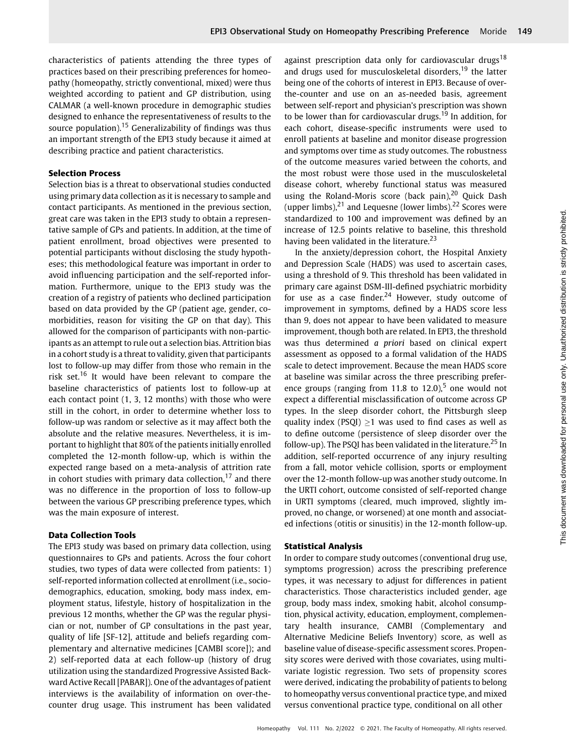characteristics of patients attending the three types of practices based on their prescribing preferences for homeopathy (homeopathy, strictly conventional, mixed) were thus weighted according to patient and GP distribution, using CALMAR (a well-known procedure in demographic studies designed to enhance the representativeness of results to the source population).[15] Generalizability of findings was thus an important strength of the EPI3 study because it aimed at describing practice and patient characteristics.

### Selection Process

Selection bias is a threat to observational studies conducted using primary data collection as it is necessary to sample and contact participants. As mentioned in the previous section, great care was taken in the EPI3 study to obtain a representative sample of GPs and patients. In addition, at the time of patient enrollment, broad objectives were presented to potential participants without disclosing the study hypotheses; this methodological feature was important in order to avoid influencing participation and the self-reported information. Furthermore, unique to the EPI3 study was the creation of a registry of patients who declined participation based on data provided by the GP (patient age, gender, comorbidities, reason for visiting the GP on that day). This allowed for the comparison of participants with non-participants as an attempt to rule out a selection bias. Attrition bias in a cohort study is a threat to validity, given that participants lost to follow-up may differ from those who remain in the risk set.[16] It would have been relevant to compare the baseline characteristics of patients lost to follow-up at each contact point (1, 3, 12 months) with those who were still in the cohort, in order to determine whether loss to follow-up was random or selective as it may affect both the absolute and the relative measures. Nevertheless, it is important to highlight that 80% of the patients initially enrolled completed the 12-month follow-up, which is within the expected range based on a meta-analysis of attrition rate in cohort studies with primary data collection,[17] and there was no difference in the proportion of loss to follow-up between the various GP prescribing preference types, which was the main exposure of interest.

### Data Collection Tools

The EPI3 study was based on primary data collection, using questionnaires to GPs and patients. Across the four cohort studies, two types of data were collected from patients: 1) self-reported information collected at enrollment (i.e., sociodemographics, education, smoking, body mass index, employment status, lifestyle, history of hospitalization in the previous 12 months, whether the GP was the regular physician or not, number of GP consultations in the past year, quality of life [SF-12], attitude and beliefs regarding complementary and alternative medicines [CAMBI score]); and 2) self-reported data at each follow-up (history of drug utilization using the standardized Progressive Assisted Backward Active Recall [PABAR]). One of the advantages of patient interviews is the availability of information on over-the-counter drug usage. This instrument has been validated against prescription data only for cardiovascular drugs[18] and drugs used for musculoskeletal disorders,[19] the latter being one of the cohorts of interest in EPI3. Because of over-the-counter and use on an as-needed basis, agreement between self-report and physician's prescription was shown to be lower than for cardiovascular drugs.[19] In addition, for each cohort, disease-specific instruments were used to enroll patients at baseline and monitor disease progression and symptoms over time as study outcomes. The robustness of the outcome measures varied between the cohorts, and the most robust were those used in the musculoskeletal disease cohort, whereby functional status was measured using the Roland-Moris score (back pain),[20] Quick Dash (upper limbs),[21] and Lequesne (lower limbs).[22] Scores were standardized to 100 and improvement was defined by an increase of 12.5 points relative to baseline, this threshold having been validated in the literature.[23]

In the anxiety/depression cohort, the Hospital Anxiety and Depression Scale (HADS) was used to ascertain cases, using a threshold of 9. This threshold has been validated in primary care against DSM-III-defined psychiatric morbidity for use as a case finder.[24] However, study outcome of improvement in symptoms, defined by a HADS score less than 9, does not appear to have been validated to measure improvement, though both are related. In EPI3, the threshold was thus determined *a priori* based on clinical expert assessment as opposed to a formal validation of the HADS scale to detect improvement. Because the mean HADS score at baseline was similar across the three prescribing preference groups (ranging from 11.8 to 12.0),[5] one would not expect a differential misclassification of outcome across GP types. In the sleep disorder cohort, the Pittsburgh sleep quality index (PSQI) $\geq 1$ was used to find cases as well as to define outcome (persistence of sleep disorder over the follow-up). The PSQI has been validated in the literature.[25] In addition, self-reported occurrence of any injury resulting from a fall, motor vehicle collision, sports or employment over the 12-month follow-up was another study outcome. In the URTI cohort, outcome consisted of self-reported change in URTI symptoms (cleared, much improved, slightly improved, no change, or worsened) at one month and associated infections (otitis or sinusitis) in the 12-month follow-up.

### Statistical Analysis

In order to compare study outcomes (conventional drug use, symptoms progression) across the prescribing preference types, it was necessary to adjust for differences in patient characteristics. Those characteristics included gender, age group, body mass index, smoking habit, alcohol consumption, physical activity, education, employment, complementary health insurance, CAMBI (Complementary and Alternative Medicine Beliefs Inventory) score, as well as baseline value of disease-specific assessment scores. Propensity scores were derived with those covariates, using multivariate logistic regression. Two sets of propensity scores were derived, indicating the probability of patients to belong to homeopathy versus conventional practice type, and mixed versus conventional practice type, conditional on all other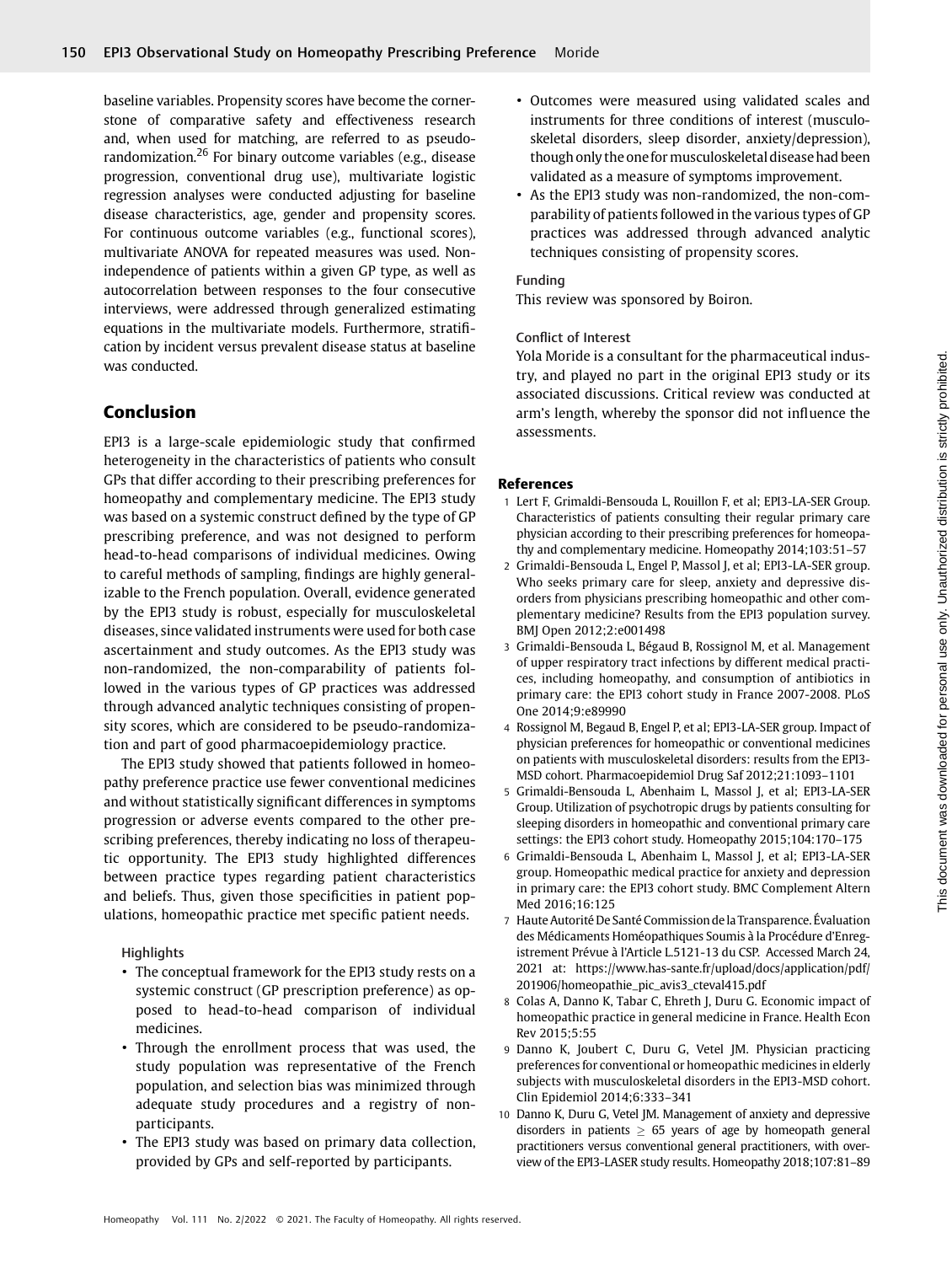baseline variables. Propensity scores have become the cornerstone of comparative safety and effectiveness research and, when used for matching, are referred to as pseudo-randomization.[26] For binary outcome variables (e.g., disease progression, conventional drug use), multivariate logistic regression analyses were conducted adjusting for baseline disease characteristics, age, gender and propensity scores. For continuous outcome variables (e.g., functional scores), multivariate ANOVA for repeated measures was used. Non-independence of patients within a given GP type, as well as autocorrelation between responses to the four consecutive interviews, were addressed through generalized estimating equations in the multivariate models. Furthermore, stratification by incident versus prevalent disease status at baseline was conducted.

## Conclusion

EPI3 is a large-scale epidemiologic study that confirmed heterogeneity in the characteristics of patients who consult GPs that differ according to their prescribing preferences for homeopathy and complementary medicine. The EPI3 study was based on a systemic construct defined by the type of GP prescribing preference, and was not designed to perform head-to-head comparisons of individual medicines. Owing to careful methods of sampling, findings are highly generalizable to the French population. Overall, evidence generated by the EPI3 study is robust, especially for musculoskeletal diseases, since validated instruments were used for both case ascertainment and study outcomes. As the EPI3 study was non-randomized, the non-comparability of patients followed in the various types of GP practices was addressed through advanced analytic techniques consisting of propensity scores, which are considered to be pseudo-randomization and part of good pharmacoepidemiology practice.

The EPI3 study showed that patients followed in homeopathy preference practice use fewer conventional medicines and without statistically significant differences in symptoms progression or adverse events compared to the other prescribing preferences, thereby indicating no loss of therapeutic opportunity. The EPI3 study highlighted differences between practice types regarding patient characteristics and beliefs. Thus, given those specificities in patient populations, homeopathic practice met specific patient needs.

### Highlights

- The conceptual framework for the EPI3 study rests on a systemic construct (GP prescription preference) as opposed to head-to-head comparison of individual medicines.
- Through the enrollment process that was used, the study population was representative of the French population, and selection bias was minimized through adequate study procedures and a registry of non-participants.
- The EPI3 study was based on primary data collection, provided by GPs and self-reported by participants.
- Outcomes were measured using validated scales and instruments for three conditions of interest (musculoskeletal disorders, sleep disorder, anxiety/depression), though only the one for musculoskeletal disease had been validated as a measure of symptoms improvement.
- As the EPI3 study was non-randomized, the non-comparability of patients followed in the various types of GP practices was addressed through advanced analytic techniques consisting of propensity scores.

### Funding

This review was sponsored by Boiron.

### Conflict of Interest

Yola Moride is a consultant for the pharmaceutical industry, and played no part in the original EPI3 study or its associated discussions. Critical review was conducted at arm's length, whereby the sponsor did not influence the assessments.

## References

1. Lert F, Grimaldi-Bensouda L, Rouillon F, et al; EPI3-LA-SER Group. Characteristics of patients consulting their regular primary care physician according to their prescribing preferences for homeopathy and complementary medicine. Homeopathy 2014;103:51–57
2. Grimaldi-Bensouda L, Engel P, Massol J, et al; EPI3-LA-SER group. Who seeks primary care for sleep, anxiety and depressive disorders from physicians prescribing homeopathic and other complementary medicine? Results from the EPI3 population survey. BMJ Open 2012;2:e001498
3. Grimaldi-Bensouda L, Bégaud B, Rossignol M, et al. Management of upper respiratory tract infections by different medical practices, including homeopathy, and consumption of antibiotics in primary care: the EPI3 cohort study in France 2007-2008. PLoS One 2014;9:e89990
4. Rossignol M, Begaud B, Engel P, et al; EPI3-LA-SER group. Impact of physician preferences for homeopathic or conventional medicines on patients with musculoskeletal disorders: results from the EPI3-MSD cohort. Pharmacoepidemiol Drug Saf 2012;21:1093–1101
5. Grimaldi-Bensouda L, Abenhaim L, Massol J, et al; EPI3-LA-SER Group. Utilization of psychotropic drugs by patients consulting for sleeping disorders in homeopathic and conventional primary care settings: the EPI3 cohort study. Homeopathy 2015;104:170–175
6. Grimaldi-Bensouda L, Abenhaim L, Massol J, et al; EPI3-LA-SER group. Homeopathic medical practice for anxiety and depression in primary care: the EPI3 cohort study. BMC Complement Altern Med 2016;16:125
7. Haute Autorité De Santé Commission de la Transparence. Évaluation des Médicaments Homéopathiques Soumis à la Procédure d'Enregistrement Prévue à l'Article L.5121-13 du CSP. Accessed March 24, 2021 at: https://www.has-sante.fr/upload/docs/application/pdf/201906/homeopathie_pic_avis3_cteval415.pdf
8. Colas A, Danno K, Tabar C, Ehreth J, Duru G. Economic impact of homeopathic practice in general medicine in France. Health Econ Rev 2015;5:55
9. Danno K, Joubert C, Duru G, Vetel JM. Physician practicing preferences for conventional or homeopathic medicines in elderly subjects with musculoskeletal disorders in the EPI3-MSD cohort. Clin Epidemiol 2014;6:333–341
10. Danno K, Duru G, Vetel JM. Management of anxiety and depressive disorders in patients $\geq$ 65 years of age by homeopath general practitioners versus conventional general practitioners, with overview of the EPI3-LASER study results. Homeopathy 2018;107:81–89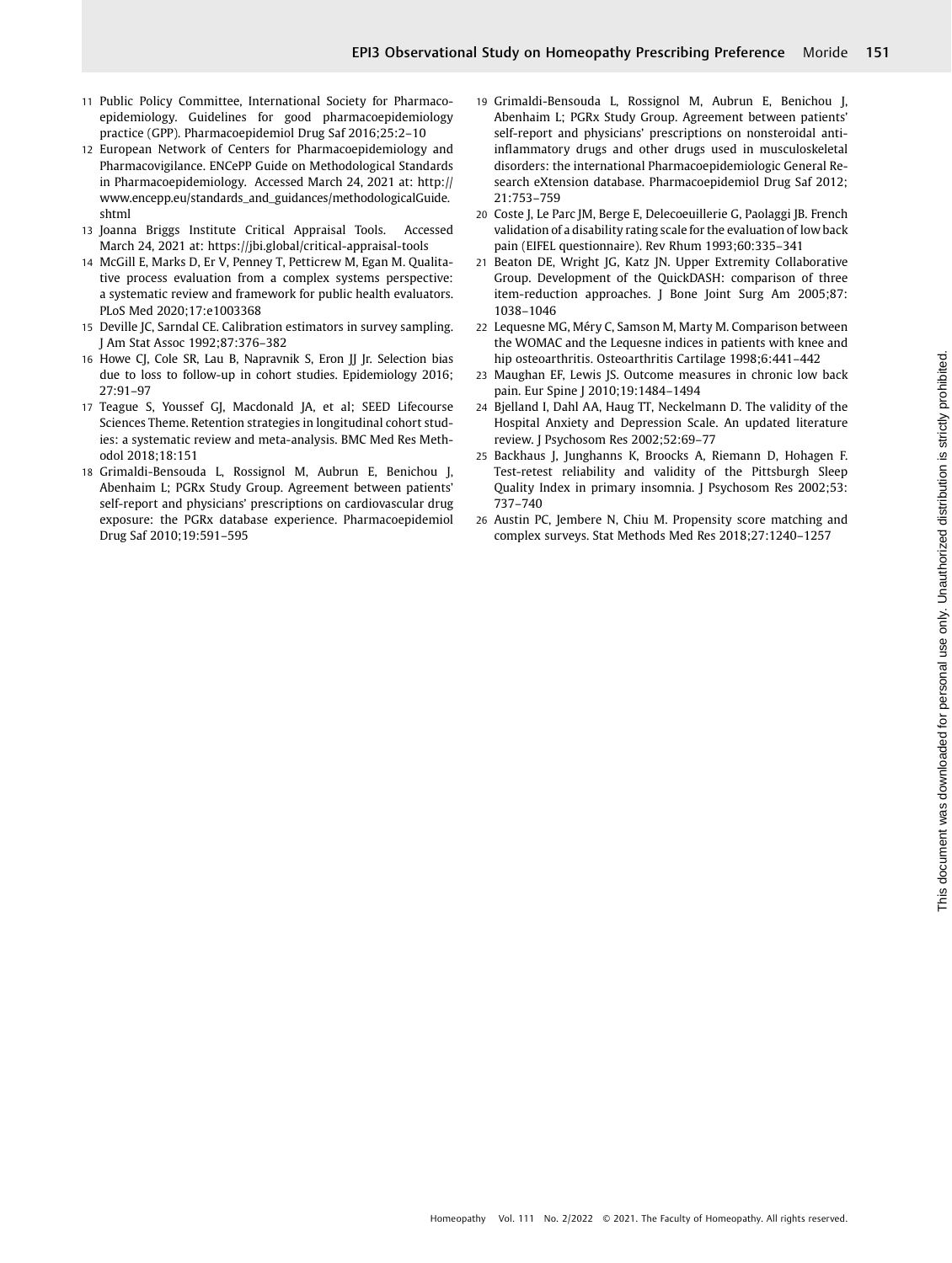11 Public Policy Committee, International Society for Pharmacoepidemiology. Guidelines for good pharmacoepidemiology practice (GPP). Pharmacoepidemiol Drug Saf 2016;25:2–10

12 European Network of Centers for Pharmacoepidemiology and Pharmacovigilance. ENCePP Guide on Methodological Standards in Pharmacoepidemiology. Accessed March 24, 2021 at: http://www.encepp.eu/standards_and_guidances/methodologicalGuide.shtml

13 Joanna Briggs Institute Critical Appraisal Tools. Accessed March 24, 2021 at: https://jbi.global/critical-appraisal-tools

14 McGill E, Marks D, Er V, Penney T, Petticrew M, Egan M. Qualitative process evaluation from a complex systems perspective: a systematic review and framework for public health evaluators. PLoS Med 2020;17:e1003368

15 Deville JC, Sarndal CE. Calibration estimators in survey sampling. J Am Stat Assoc 1992;87:376–382

16 Howe CJ, Cole SR, Lau B, Napravnik S, Eron JJ Jr. Selection bias due to loss to follow-up in cohort studies. Epidemiology 2016; 27:91–97

17 Teague S, Youssef GJ, Macdonald JA, et al; SEED Lifecourse Sciences Theme. Retention strategies in longitudinal cohort studies: a systematic review and meta-analysis. BMC Med Res Methodol 2018;18:151

18 Grimaldi-Bensouda L, Rossignol M, Aubrun E, Benichou J, Abenhaim L; PGRx Study Group. Agreement between patients' self-report and physicians' prescriptions on cardiovascular drug exposure: the PGRx database experience. Pharmacoepidemiol Drug Saf 2010;19:591–595

19 Grimaldi-Bensouda L, Rossignol M, Aubrun E, Benichou J, Abenhaim L; PGRx Study Group. Agreement between patients' self-report and physicians' prescriptions on nonsteroidal anti-inflammatory drugs and other drugs used in musculoskeletal disorders: the international Pharmacoepidemiologic General Research eXtension database. Pharmacoepidemiol Drug Saf 2012; 21:753–759

20 Coste J, Le Parc JM, Berge E, Delecoeuillerie G, Paolaggi JB. French validation of a disability rating scale for the evaluation of low back pain (EIFEL questionnaire). Rev Rhum 1993;60:335–341

21 Beaton DE, Wright JG, Katz JN. Upper Extremity Collaborative Group. Development of the QuickDASH: comparison of three item-reduction approaches. J Bone Joint Surg Am 2005;87: 1038–1046

22 Lequesne MG, Méry C, Samson M, Marty M. Comparison between the WOMAC and the Lequesne indices in patients with knee and hip osteoarthritis. Osteoarthritis Cartilage 1998;6:441–442

23 Maughan EF, Lewis JS. Outcome measures in chronic low back pain. Eur Spine J 2010;19:1484–1494

24 Bjelland I, Dahl AA, Haug TT, Neckelmann D. The validity of the Hospital Anxiety and Depression Scale. An updated literature review. J Psychosom Res 2002;52:69–77

25 Backhaus J, Junghanns K, Broocks A, Riemann D, Hohagen F. Test-retest reliability and validity of the Pittsburgh Sleep Quality Index in primary insomnia. J Psychosom Res 2002;53: 737–740

26 Austin PC, Jembere N, Chiu M. Propensity score matching and complex surveys. Stat Methods Med Res 2018;27:1240–1257